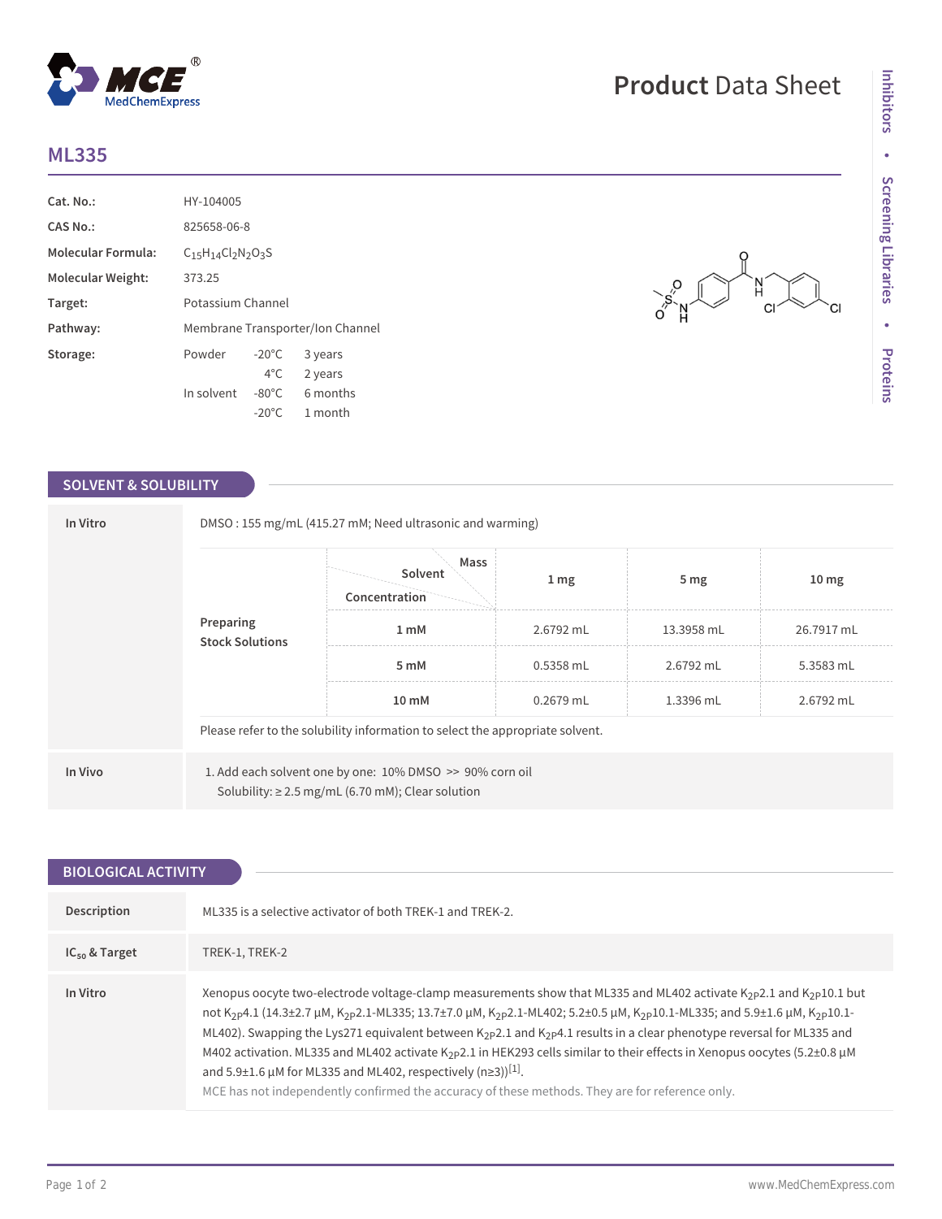# ML335

Product Data Sheet

| | |
|---|---|
| **Cat. No.:** | HY-104005 |
| **CAS No.:** | 825658-06-8 |
| **Molecular Formula:** | $C_{15}H_{14}Cl_2N_2O_3S$ |
| **Molecular Weight:** | 373.25 |
| **Target:** | Potassium Channel |
| **Pathway:** | Membrane Transporter/Ion Channel |
| **Storage:** | Powder -20°C 3 years; 4°C 2 years; In solvent -80°C 6 months; -20°C 1 month |

## SOLVENT & SOLUBILITY

**In Vitro**

DMSO : 155 mg/mL (415.27 mM; Need ultrasonic and warming)

**Preparing Stock Solutions**

| Concentration \ Solvent \ Mass | 1 mg | 5 mg | 10 mg |
|---|---|---|---|
| 1 mM | 2.6792 mL | 13.3958 mL | 26.7917 mL |
| 5 mM | 0.5358 mL | 2.6792 mL | 5.3583 mL |
| 10 mM | 0.2679 mL | 1.3396 mL | 2.6792 mL |

Please refer to the solubility information to select the appropriate solvent.

**In Vivo**

1. Add each solvent one by one: 10% DMSO >> 90% corn oil
   Solubility: ≥ 2.5 mg/mL (6.70 mM); Clear solution

## BIOLOGICAL ACTIVITY

**Description**

ML335 is a selective activator of both TREK-1 and TREK-2.

**$IC_{50}$ & Target**

TREK-1, TREK-2

**In Vitro**

Xenopus oocyte two-electrode voltage-clamp measurements show that ML335 and ML402 activate $K_{2P}2.1$ and $K_{2P}10.1$ but not $K_{2P}4.1$ (14.3±2.7 μM, $K_{2P}2.1$-ML335; 13.7±7.0 μM, $K_{2P}2.1$-ML402; 5.2±0.5 μM, $K_{2P}10.1$-ML335; and 5.9±1.6 μM, $K_{2P}10.1$-ML402). Swapping the Lys271 equivalent between $K_{2P}2.1$ and $K_{2P}4.1$ results in a clear phenotype reversal for ML335 and M402 activation. ML335 and ML402 activate $K_{2P}2.1$ in HEK293 cells similar to their effects in Xenopus oocytes (5.2±0.8 μM and 5.9±1.6 μM for ML335 and ML402, respectively (n≥3))[1].

MCE has not independently confirmed the accuracy of these methods. They are for reference only.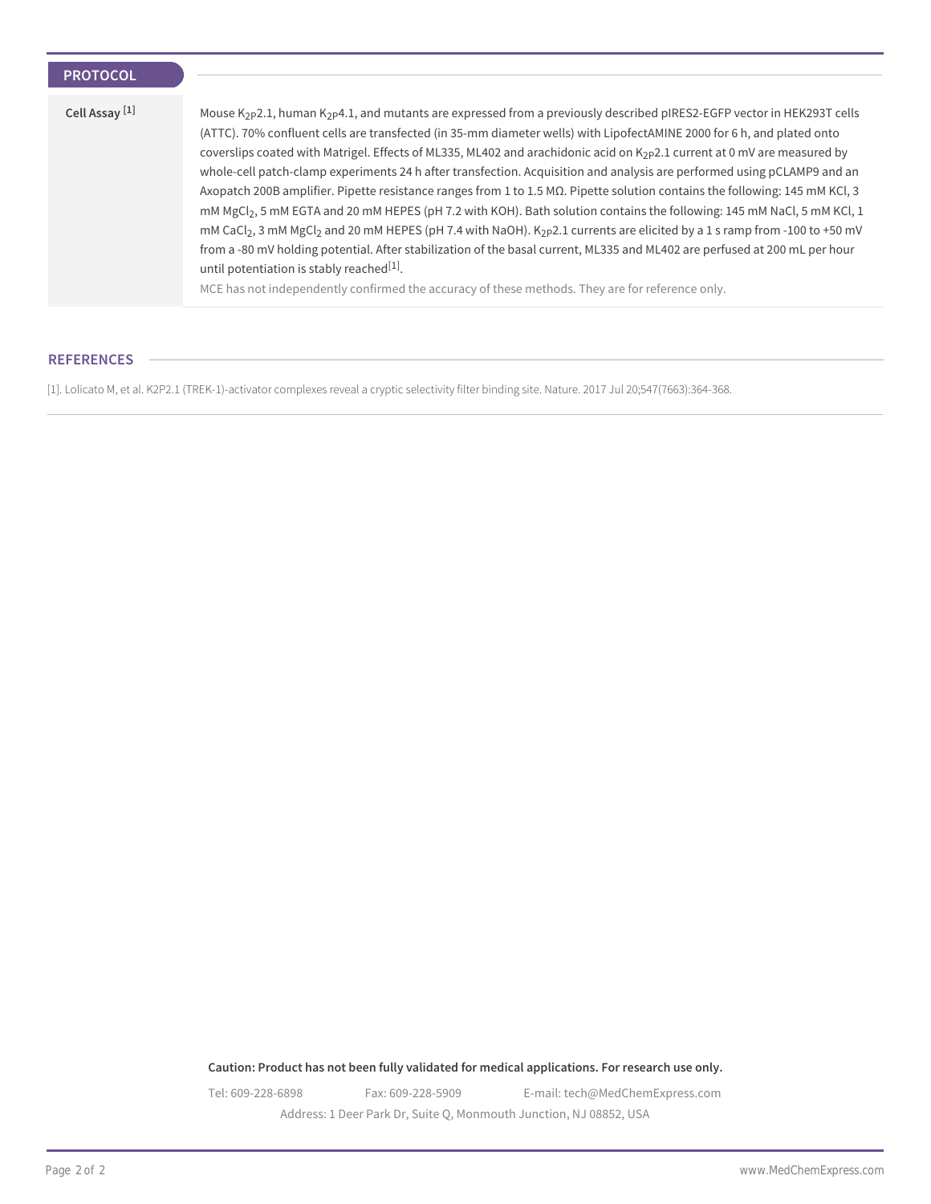## PROTOCOL

**Cell Assay** [1]

Mouse $K_{2P}2.1$, human $K_{2P}4.1$, and mutants are expressed from a previously described pIRES2-EGFP vector in HEK293T cells (ATTC). 70% confluent cells are transfected (in 35-mm diameter wells) with LipofectAMINE 2000 for 6 h, and plated onto coverslips coated with Matrigel. Effects of ML335, ML402 and arachidonic acid on $K_{2P}2.1$ current at 0 mV are measured by whole-cell patch-clamp experiments 24 h after transfection. Acquisition and analysis are performed using pCLAMP9 and an Axopatch 200B amplifier. Pipette resistance ranges from 1 to 1.5 MΩ. Pipette solution contains the following: 145 mM KCl, 3 mM $MgCl_2$, 5 mM EGTA and 20 mM HEPES (pH 7.2 with KOH). Bath solution contains the following: 145 mM NaCl, 5 mM KCl, 1 mM $CaCl_2$, 3 mM $MgCl_2$ and 20 mM HEPES (pH 7.4 with NaOH). $K_{2P}2.1$ currents are elicited by a 1 s ramp from -100 to +50 mV from a -80 mV holding potential. After stabilization of the basal current, ML335 and ML402 are perfused at 200 mL per hour until potentiation is stably reached[1].

MCE has not independently confirmed the accuracy of these methods. They are for reference only.

## REFERENCES

[1]. Lolicato M, et al. K2P2.1 (TREK-1)-activator complexes reveal a cryptic selectivity filter binding site. Nature. 2017 Jul 20;547(7663):364-368.

**Caution: Product has not been fully validated for medical applications. For research use only.**

Tel: 609-228-6898 Fax: 609-228-5909 E-mail: tech@MedChemExpress.com

Address: 1 Deer Park Dr, Suite Q, Monmouth Junction, NJ 08852, USA